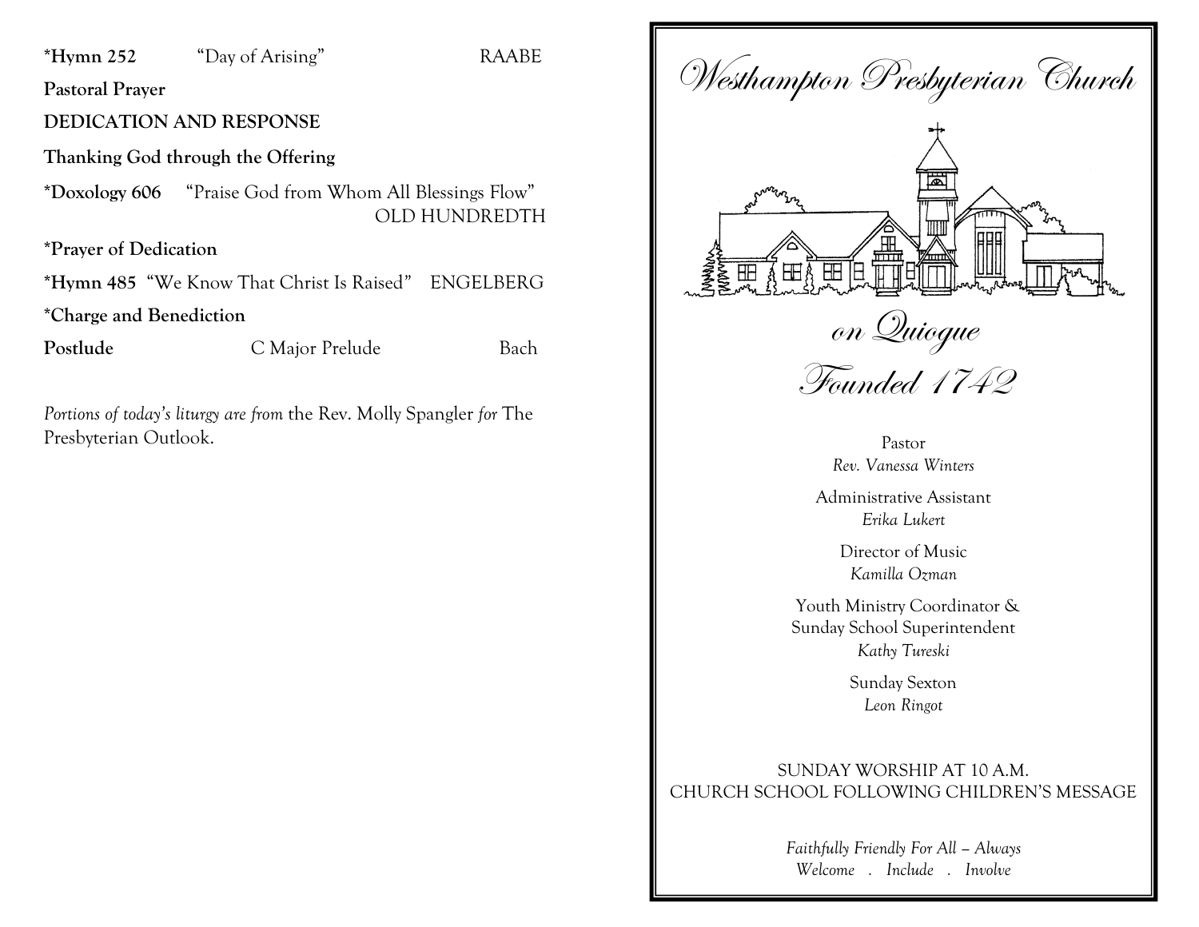**\*Hymn 252** "Day of Arising" RAABE

**Pastoral Prayer**

**DEDICATION AND RESPONSE**

**Thanking God through the Offering**

**\*Doxology 606** "Praise God from Whom All Blessings Flow" OLD HUNDREDTH

**\*Prayer of Dedication**

**\*Hymn 485** "We Know That Christ Is Raised" ENGELBERG

**\*Charge and Benediction**

**Postlude** C Major Prelude Bach

*Portions of today's liturgy are from* the Rev. Molly Spangler *for* The Presbyterian Outlook.

# *Westhampton Presbyterian Church*

## *on Quiogue*

## *Founded 1742*

Pastor
*Rev. Vanessa Winters*

Administrative Assistant
*Erika Lukert*

Director of Music
*Kamilla Ozman*

Youth Ministry Coordinator &
Sunday School Superintendent
*Kathy Tureski*

Sunday Sexton
*Leon Ringot*

SUNDAY WORSHIP AT 10 A.M.
CHURCH SCHOOL FOLLOWING CHILDREN'S MESSAGE

*Faithfully Friendly For All – Always*
*Welcome . Include . Involve*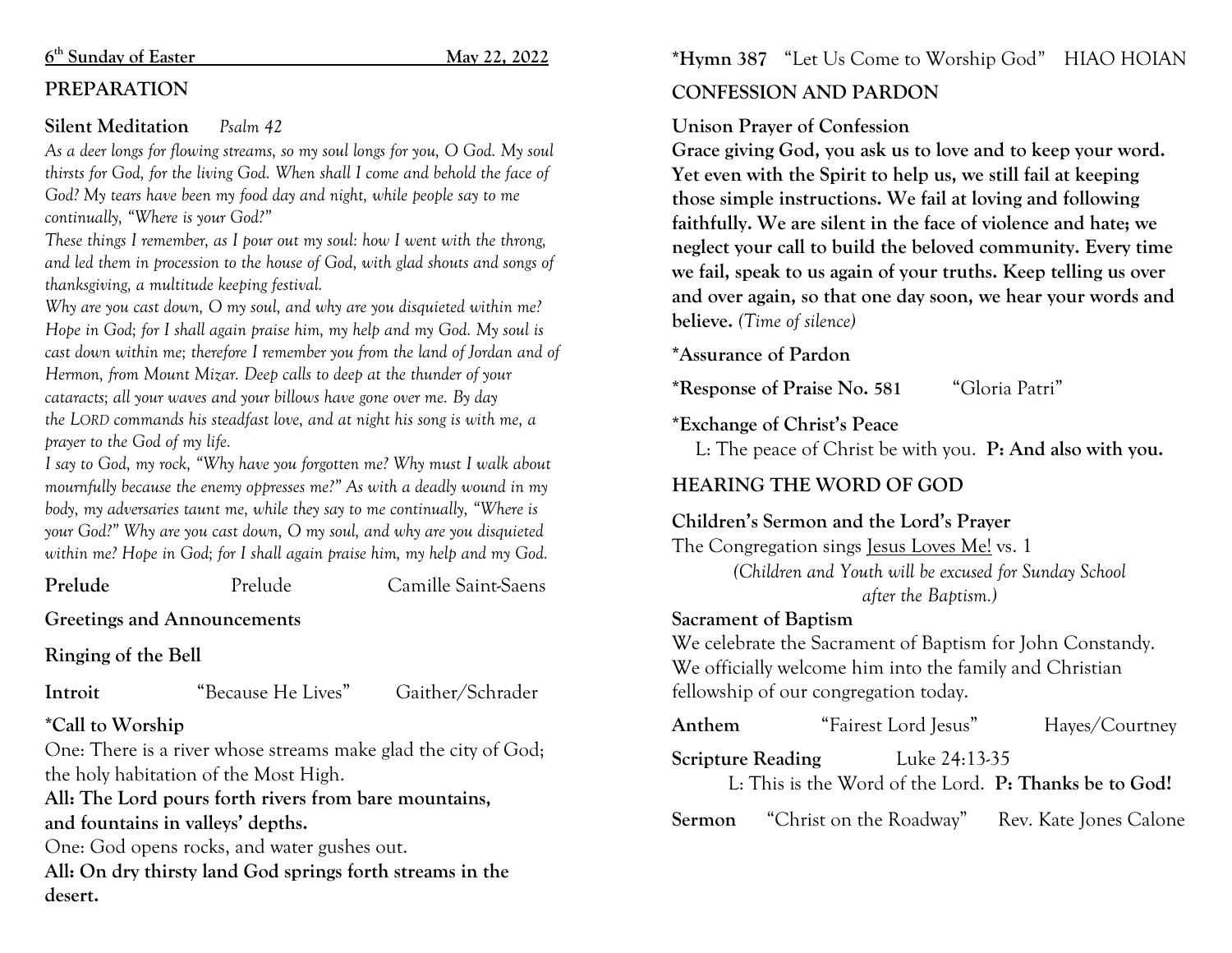**6th Sunday of Easter May 22, 2022**

## PREPARATION

**Silent Meditation** *Psalm 42*

*As a deer longs for flowing streams, so my soul longs for you, O God. My soul thirsts for God, for the living God. When shall I come and behold the face of God? My tears have been my food day and night, while people say to me continually, "Where is your God?"*

*These things I remember, as I pour out my soul: how I went with the throng, and led them in procession to the house of God, with glad shouts and songs of thanksgiving, a multitude keeping festival.*

*Why are you cast down, O my soul, and why are you disquieted within me? Hope in God; for I shall again praise him, my help and my God. My soul is cast down within me; therefore I remember you from the land of Jordan and of Hermon, from Mount Mizar. Deep calls to deep at the thunder of your cataracts; all your waves and your billows have gone over me. By day the LORD commands his steadfast love, and at night his song is with me, a prayer to the God of my life.*

*I say to God, my rock, "Why have you forgotten me? Why must I walk about mournfully because the enemy oppresses me?" As with a deadly wound in my body, my adversaries taunt me, while they say to me continually, "Where is your God?" Why are you cast down, O my soul, and why are you disquieted within me? Hope in God; for I shall again praise him, my help and my God.*

**Prelude** Prelude Camille Saint-Saens

**Greetings and Announcements**

**Ringing of the Bell**

**Introit** "Because He Lives" Gaither/Schrader

**\*Call to Worship**

One: There is a river whose streams make glad the city of God; the holy habitation of the Most High.

**All: The Lord pours forth rivers from bare mountains, and fountains in valleys' depths.**

One: God opens rocks, and water gushes out.

**All: On dry thirsty land God springs forth streams in the desert.**

**\*Hymn 387** "Let Us Come to Worship God" HIAO HOIAN

## CONFESSION AND PARDON

**Unison Prayer of Confession**

**Grace giving God, you ask us to love and to keep your word. Yet even with the Spirit to help us, we still fail at keeping those simple instructions. We fail at loving and following faithfully. We are silent in the face of violence and hate; we neglect your call to build the beloved community. Every time we fail, speak to us again of your truths. Keep telling us over and over again, so that one day soon, we hear your words and believe.** *(Time of silence)*

**\*Assurance of Pardon**

**\*Response of Praise No. 581** "Gloria Patri"

**\*Exchange of Christ's Peace**

L: The peace of Christ be with you. **P: And also with you.**

## HEARING THE WORD OF GOD

**Children's Sermon and the Lord's Prayer**

The Congregation sings Jesus Loves Me! vs. 1

*(Children and Youth will be excused for Sunday School after the Baptism.)*

**Sacrament of Baptism**

We celebrate the Sacrament of Baptism for John Constandy. We officially welcome him into the family and Christian fellowship of our congregation today.

**Anthem** "Fairest Lord Jesus" Hayes/Courtney

**Scripture Reading** Luke 24:13-35

L: This is the Word of the Lord. **P: Thanks be to God!**

**Sermon** "Christ on the Roadway" Rev. Kate Jones Calone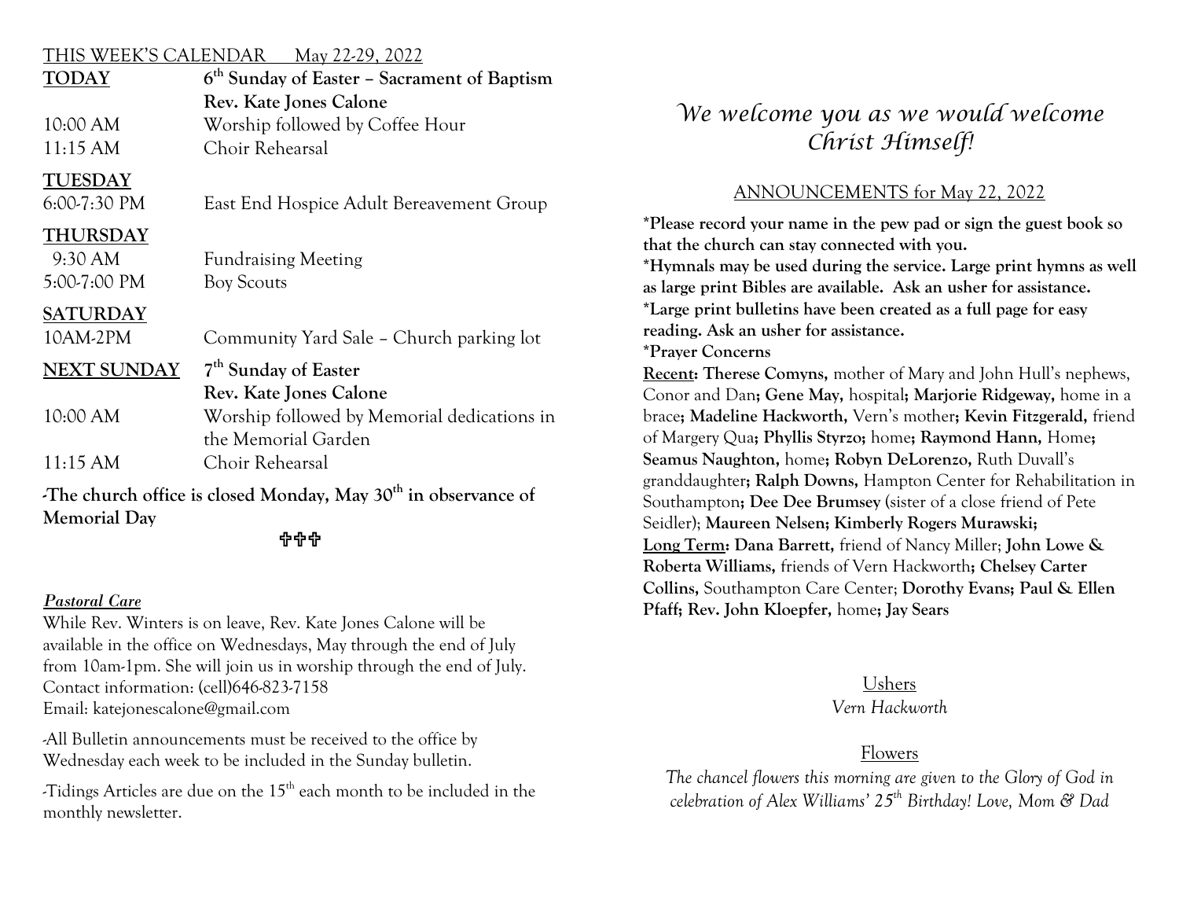THIS WEEK'S CALENDAR May 22-29, 2022

| | |
|---|---|
| **TODAY** | **6th Sunday of Easter – Sacrament of Baptism** |
| | **Rev. Kate Jones Calone** |
| 10:00 AM | Worship followed by Coffee Hour |
| 11:15 AM | Choir Rehearsal |
| **TUESDAY** | |
| 6:00-7:30 PM | East End Hospice Adult Bereavement Group |
| **THURSDAY** | |
| 9:30 AM | Fundraising Meeting |
| 5:00-7:00 PM | Boy Scouts |
| **SATURDAY** | |
| 10AM-2PM | Community Yard Sale – Church parking lot |
| **NEXT SUNDAY** | **7th Sunday of Easter** |
| | **Rev. Kate Jones Calone** |
| 10:00 AM | Worship followed by Memorial dedications in the Memorial Garden |
| 11:15 AM | Choir Rehearsal |

**-The church office is closed Monday, May 30th in observance of Memorial Day**

✞✞✞

***Pastoral Care***

While Rev. Winters is on leave, Rev. Kate Jones Calone will be available in the office on Wednesdays, May through the end of July from 10am-1pm. She will join us in worship through the end of July. Contact information: (cell)646-823-7158
Email: katejonescalone@gmail.com

-All Bulletin announcements must be received to the office by Wednesday each week to be included in the Sunday bulletin.

-Tidings Articles are due on the 15th each month to be included in the monthly newsletter.

*We welcome you as we would welcome Christ Himself!*

ANNOUNCEMENTS for May 22, 2022

**\*Please record your name in the pew pad or sign the guest book so that the church can stay connected with you.**
**\*Hymnals may be used during the service. Large print hymns as well as large print Bibles are available. Ask an usher for assistance.**
**\*Large print bulletins have been created as a full page for easy reading. Ask an usher for assistance.**
**\*Prayer Concerns**

**Recent: Therese Comyns,** mother of Mary and John Hull's nephews, Conor and Dan**; Gene May,** hospital**; Marjorie Ridgeway,** home in a brace**; Madeline Hackworth,** Vern's mother**; Kevin Fitzgerald,** friend of Margery Qua**; Phyllis Styrzo;** home**; Raymond Hann,** Home**; Seamus Naughton,** home**; Robyn DeLorenzo,** Ruth Duvall's granddaughter**; Ralph Downs,** Hampton Center for Rehabilitation in Southampton**; Dee Dee Brumsey** (sister of a close friend of Pete Seidler); **Maureen Nelsen; Kimberly Rogers Murawski;**
**Long Term: Dana Barrett,** friend of Nancy Miller; **John Lowe & Roberta Williams,** friends of Vern Hackworth**; Chelsey Carter Collins,** Southampton Care Center; **Dorothy Evans; Paul & Ellen Pfaff; Rev. John Kloepfer,** home**; Jay Sears**

Ushers

*Vern Hackworth*

Flowers

*The chancel flowers this morning are given to the Glory of God in celebration of Alex Williams' 25th Birthday! Love, Mom & Dad*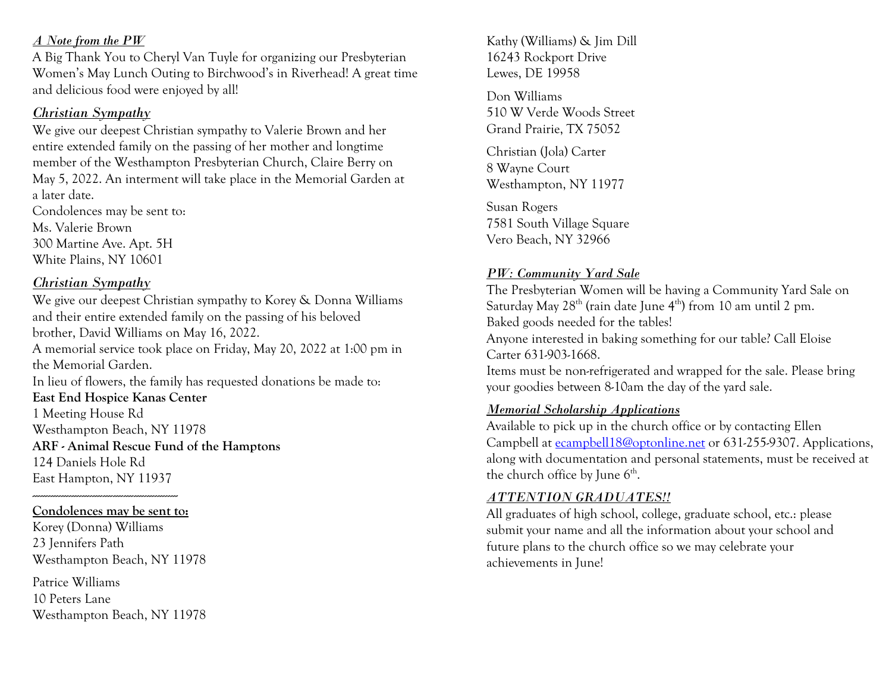***A Note from the PW***

A Big Thank You to Cheryl Van Tuyle for organizing our Presbyterian Women's May Lunch Outing to Birchwood's in Riverhead! A great time and delicious food were enjoyed by all!

***Christian Sympathy***

We give our deepest Christian sympathy to Valerie Brown and her entire extended family on the passing of her mother and longtime member of the Westhampton Presbyterian Church, Claire Berry on May 5, 2022. An interment will take place in the Memorial Garden at a later date.

Condolences may be sent to:
Ms. Valerie Brown
300 Martine Ave. Apt. 5H
White Plains, NY 10601

***Christian Sympathy***

We give our deepest Christian sympathy to Korey & Donna Williams and their entire extended family on the passing of his beloved brother, David Williams on May 16, 2022.

A memorial service took place on Friday, May 20, 2022 at 1:00 pm in the Memorial Garden.

In lieu of flowers, the family has requested donations be made to:

**East End Hospice Kanas Center**
1 Meeting House Rd
Westhampton Beach, NY 11978

**ARF - Animal Rescue Fund of the Hamptons**
124 Daniels Hole Rd
East Hampton, NY 11937

---

**Condolences may be sent to:**

Korey (Donna) Williams
23 Jennifers Path
Westhampton Beach, NY 11978

Patrice Williams
10 Peters Lane
Westhampton Beach, NY 11978

Kathy (Williams) & Jim Dill
16243 Rockport Drive
Lewes, DE 19958

Don Williams
510 W Verde Woods Street
Grand Prairie, TX 75052

Christian (Jola) Carter
8 Wayne Court
Westhampton, NY 11977

Susan Rogers
7581 South Village Square
Vero Beach, NY 32966

***PW: Community Yard Sale***

The Presbyterian Women will be having a Community Yard Sale on Saturday May 28th (rain date June 4th) from 10 am until 2 pm.

Baked goods needed for the tables!

Anyone interested in baking something for our table? Call Eloise Carter 631-903-1668.

Items must be non-refrigerated and wrapped for the sale. Please bring your goodies between 8-10am the day of the yard sale.

***Memorial Scholarship Applications***

Available to pick up in the church office or by contacting Ellen Campbell at ecampbell18@optonline.net or 631-255-9307. Applications, along with documentation and personal statements, must be received at the church office by June 6th.

***ATTENTION GRADUATES!!***

All graduates of high school, college, graduate school, etc.: please submit your name and all the information about your school and future plans to the church office so we may celebrate your achievements in June!